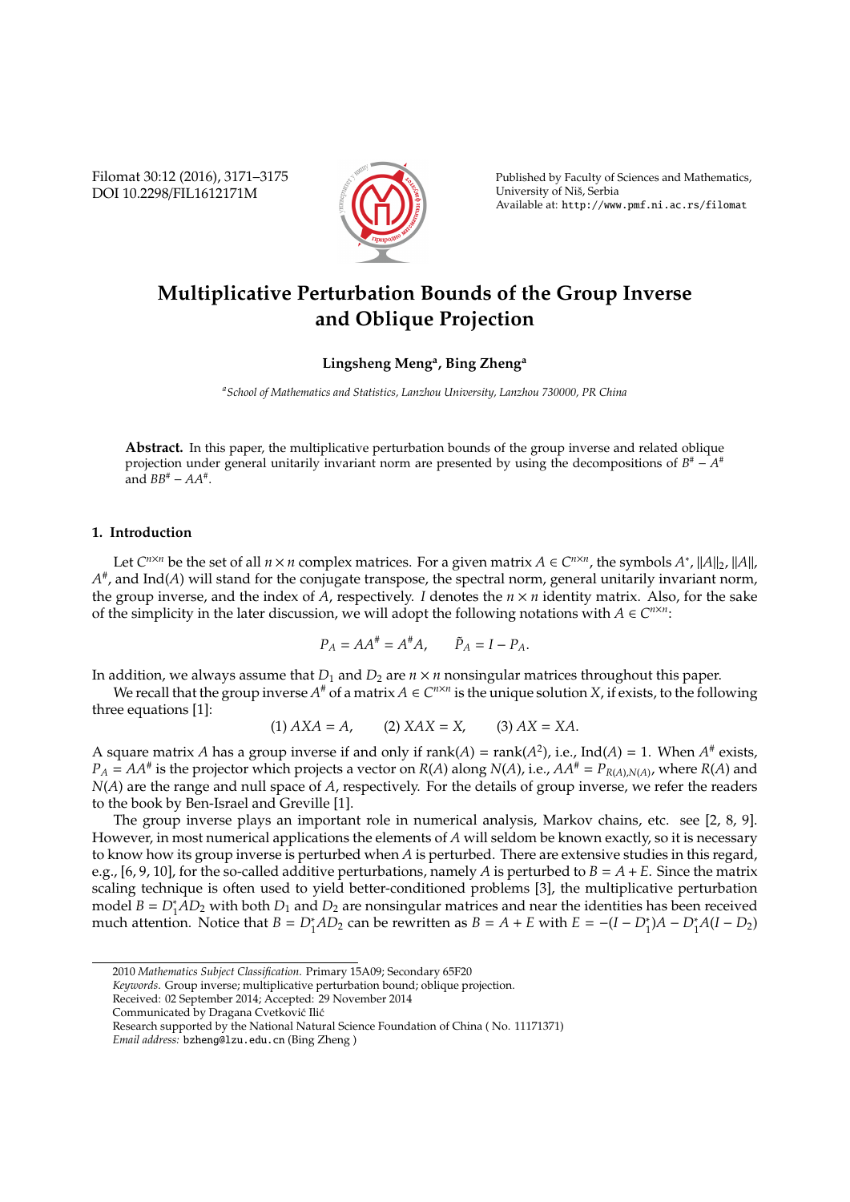# Multiplicative Perturbation Bounds of the Group Inverse and Oblique Projection

**Lingsheng Meng[a], Bing Zheng[a]**

[a] *School of Mathematics and Statistics, Lanzhou University, Lanzhou 730000, PR China*

**Abstract.** In this paper, the multiplicative perturbation bounds of the group inverse and related oblique projection under general unitarily invariant norm are presented by using the decompositions of $B^\# - A^\#$ and $BB^\# - AA^\#$.

## 1. Introduction

Let $C^{n\times n}$ be the set of all $n \times n$ complex matrices. For a given matrix $A \in C^{n\times n}$, the symbols $A^*$, $\|A\|_2$, $\|A\|$, $A^\#$, and $\mathrm{Ind}(A)$ will stand for the conjugate transpose, the spectral norm, general unitarily invariant norm, the group inverse, and the index of $A$, respectively. $I$ denotes the $n \times n$ identity matrix. Also, for the sake of the simplicity in the later discussion, we will adopt the following notations with $A \in C^{n\times n}$:

$$P_A = AA^\# = A^\# A, \qquad \tilde{P}_A = I - P_A.$$

In addition, we always assume that $D_1$ and $D_2$ are $n \times n$ nonsingular matrices throughout this paper.

We recall that the group inverse $A^\#$ of a matrix $A \in C^{n\times n}$ is the unique solution $X$, if exists, to the following three equations [1]:

$$(1)\ AXA = A, \qquad (2)\ XAX = X, \qquad (3)\ AX = XA.$$

A square matrix $A$ has a group inverse if and only if $\mathrm{rank}(A) = \mathrm{rank}(A^2)$, i.e., $\mathrm{Ind}(A) = 1$. When $A^\#$ exists, $P_A = AA^\#$ is the projector which projects a vector on $R(A)$ along $N(A)$, i.e., $AA^\# = P_{R(A),N(A)}$, where $R(A)$ and $N(A)$ are the range and null space of $A$, respectively. For the details of group inverse, we refer the readers to the book by Ben-Israel and Greville [1].

The group inverse plays an important role in numerical analysis, Markov chains, etc. see [2, 8, 9]. However, in most numerical applications the elements of $A$ will seldom be known exactly, so it is necessary to know how its group inverse is perturbed when $A$ is perturbed. There are extensive studies in this regard, e.g., [6, 9, 10], for the so-called additive perturbations, namely $A$ is perturbed to $B = A + E$. Since the matrix scaling technique is often used to yield better-conditioned problems [3], the multiplicative perturbation model $B = D_1^* A D_2$ with both $D_1$ and $D_2$ are nonsingular matrices and near the identities has been received much attention. Notice that $B = D_1^* A D_2$ can be rewritten as $B = A + E$ with $E = -(I - D_1^*)A - D_1^* A(I - D_2)$

---

2010 *Mathematics Subject Classification*. Primary 15A09; Secondary 65F20

*Keywords*. Group inverse; multiplicative perturbation bound; oblique projection.

Received: 02 September 2014; Accepted: 29 November 2014

Communicated by Dragana Cvetković Ilić

Research supported by the National Natural Science Foundation of China ( No. 11171371)

*Email address:* bzheng@lzu.edu.cn (Bing Zheng )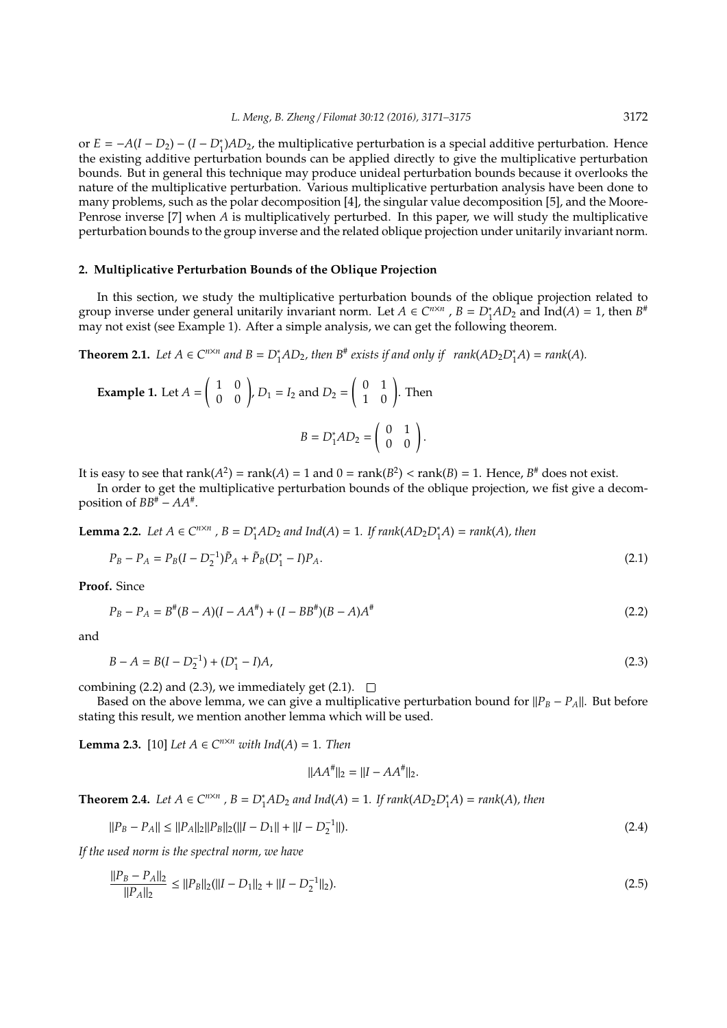or $E = -A(I - D_2) - (I - D_1^*)AD_2$, the multiplicative perturbation is a special additive perturbation. Hence the existing additive perturbation bounds can be applied directly to give the multiplicative perturbation bounds. But in general this technique may produce unideal perturbation bounds because it overlooks the nature of the multiplicative perturbation. Various multiplicative perturbation analysis have been done to many problems, such as the polar decomposition [4], the singular value decomposition [5], and the Moore-Penrose inverse [7] when $A$ is multiplicatively perturbed. In this paper, we will study the multiplicative perturbation bounds to the group inverse and the related oblique projection under unitarily invariant norm.

## 2. Multiplicative Perturbation Bounds of the Oblique Projection

In this section, we study the multiplicative perturbation bounds of the oblique projection related to group inverse under general unitarily invariant norm. Let $A \in C^{n\times n}$ , $B = D_1^* A D_2$ and $\text{Ind}(A) = 1$, then $B^\#$ may not exist (see Example 1). After a simple analysis, we can get the following theorem.

**Theorem 2.1.** *Let $A \in C^{n\times n}$ and $B = D_1^* A D_2$, then $B^\#$ exists if and only if $\text{rank}(AD_2D_1^*A) = \text{rank}(A)$.*

**Example 1.** Let $A = \begin{pmatrix} 1 & 0 \\ 0 & 0 \end{pmatrix}$, $D_1 = I_2$ and $D_2 = \begin{pmatrix} 0 & 1 \\ 1 & 0 \end{pmatrix}$. Then

$$B = D_1^* A D_2 = \begin{pmatrix} 0 & 1 \\ 0 & 0 \end{pmatrix}.$$

It is easy to see that $\text{rank}(A^2) = \text{rank}(A) = 1$ and $0 = \text{rank}(B^2) < \text{rank}(B) = 1$. Hence, $B^\#$ does not exist.

In order to get the multiplicative perturbation bounds of the oblique projection, we fist give a decomposition of $BB^\# - AA^\#$.

**Lemma 2.2.** *Let $A \in C^{n\times n}$ , $B = D_1^* A D_2$ and $\text{Ind}(A) = 1$. If $\text{rank}(AD_2D_1^*A) = \text{rank}(A)$, then*

$$P_B - P_A = P_B(I - D_2^{-1})\tilde{P}_A + \tilde{P}_B(D_1^* - I)P_A. \tag{2.1}$$

**Proof.** Since

$$P_B - P_A = B^\#(B - A)(I - AA^\#) + (I - BB^\#)(B - A)A^\# \tag{2.2}$$

and

$$B - A = B(I - D_2^{-1}) + (D_1^* - I)A, \tag{2.3}$$

combining (2.2) and (2.3), we immediately get (2.1). $\square$

Based on the above lemma, we can give a multiplicative perturbation bound for $\|P_B - P_A\|$. But before stating this result, we mention another lemma which will be used.

**Lemma 2.3.** [10] *Let $A \in C^{n\times n}$ with $\text{Ind}(A) = 1$. Then*

$$\|AA^\#\|_2 = \|I - AA^\#\|_2.$$

**Theorem 2.4.** *Let $A \in C^{n\times n}$ , $B = D_1^* A D_2$ and $\text{Ind}(A) = 1$. If $\text{rank}(AD_2D_1^*A) = \text{rank}(A)$, then*

$$\|P_B - P_A\| \leq \|P_A\|_2\|P_B\|_2(\|I - D_1\| + \|I - D_2^{-1}\|). \tag{2.4}$$

*If the used norm is the spectral norm, we have*

$$\frac{\|P_B - P_A\|_2}{\|P_A\|_2} \leq \|P_B\|_2(\|I - D_1\|_2 + \|I - D_2^{-1}\|_2). \tag{2.5}$$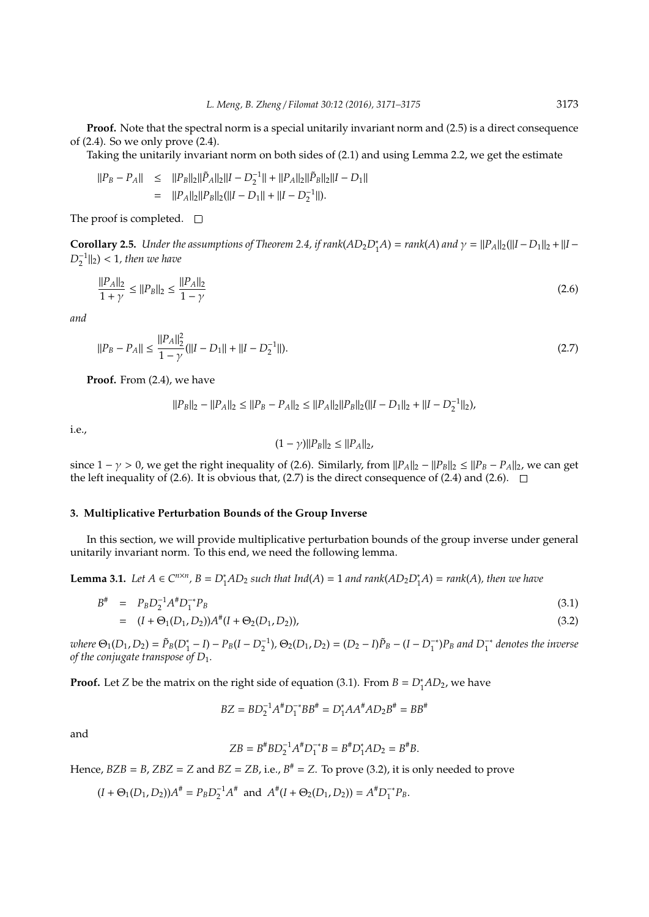**Proof.** Note that the spectral norm is a special unitarily invariant norm and (2.5) is a direct consequence of (2.4). So we only prove (2.4).

Taking the unitarily invariant norm on both sides of (2.1) and using Lemma 2.2, we get the estimate

$$
\begin{aligned}
\|P_B - P_A\| &\leq \|P_B\|_2\|\tilde{P}_A\|_2\|I - D_2^{-1}\| + \|P_A\|_2\|\tilde{P}_B\|_2\|I - D_1\| \\
&= \|P_A\|_2\|P_B\|_2(\|I - D_1\| + \|I - D_2^{-1}\|).
\end{aligned}
$$

The proof is completed. □

**Corollary 2.5.** *Under the assumptions of Theorem 2.4, if* $rank(AD_2D_1^*A) = rank(A)$ *and* $\gamma = \|P_A\|_2(\|I - D_1\|_2 + \|I - D_2^{-1}\|_2) < 1$, *then we have*

$$
\frac{\|P_A\|_2}{1+\gamma} \leq \|P_B\|_2 \leq \frac{\|P_A\|_2}{1-\gamma} \tag{2.6}
$$

*and*

$$
\|P_B - P_A\| \leq \frac{\|P_A\|_2^2}{1-\gamma}(\|I - D_1\| + \|I - D_2^{-1}\|). \tag{2.7}
$$

**Proof.** From (2.4), we have

$$
\|P_B\|_2 - \|P_A\|_2 \leq \|P_B - P_A\|_2 \leq \|P_A\|_2\|P_B\|_2(\|I - D_1\|_2 + \|I - D_2^{-1}\|_2),
$$

i.e.,

$$
(1-\gamma)\|P_B\|_2 \leq \|P_A\|_2,
$$

since $1 - \gamma > 0$, we get the right inequality of (2.6). Similarly, from $\|P_A\|_2 - \|P_B\|_2 \leq \|P_B - P_A\|_2$, we can get the left inequality of (2.6). It is obvious that, (2.7) is the direct consequence of (2.4) and (2.6). □

## 3. Multiplicative Perturbation Bounds of the Group Inverse

In this section, we will provide multiplicative perturbation bounds of the group inverse under general unitarily invariant norm. To this end, we need the following lemma.

**Lemma 3.1.** *Let* $A \in C^{n\times n}$, $B = D_1^*AD_2$ *such that* $Ind(A) = 1$ *and* $rank(AD_2D_1^*A) = rank(A)$, *then we have*

$$
\begin{aligned}
B^\# &= P_BD_2^{-1}A^\#D_1^{-*}P_B \qquad (3.1)\\
&= (I + \Theta_1(D_1, D_2))A^\#(I + \Theta_2(D_1, D_2)), \qquad (3.2)
\end{aligned}
$$

*where* $\Theta_1(D_1, D_2) = \tilde{P}_B(D_1^* - I) - P_B(I - D_2^{-1})$, $\Theta_2(D_1, D_2) = (D_2 - I)\tilde{P}_B - (I - D_1^{-*})P_B$ *and* $D_1^{-*}$ *denotes the inverse of the conjugate transpose of* $D_1$.

**Proof.** Let $Z$ be the matrix on the right side of equation (3.1). From $B = D_1^*AD_2$, we have

$$
BZ = BD_2^{-1}A^\#D_1^{-*}BB^\# = D_1^*AA^\#AD_2B^\# = BB^\#
$$

and

$$
ZB = B^\#BD_2^{-1}A^\#D_1^{-*}B = B^\#D_1^*AD_2 = B^\#B.
$$

Hence, $BZB = B$, $ZBZ = Z$ and $BZ = ZB$, i.e., $B^\# = Z$. To prove (3.2), it is only needed to prove

$$
(I + \Theta_1(D_1, D_2))A^\# = P_BD_2^{-1}A^\# \text{ and } A^\#(I + \Theta_2(D_1, D_2)) = A^\#D_1^{-*}P_B.
$$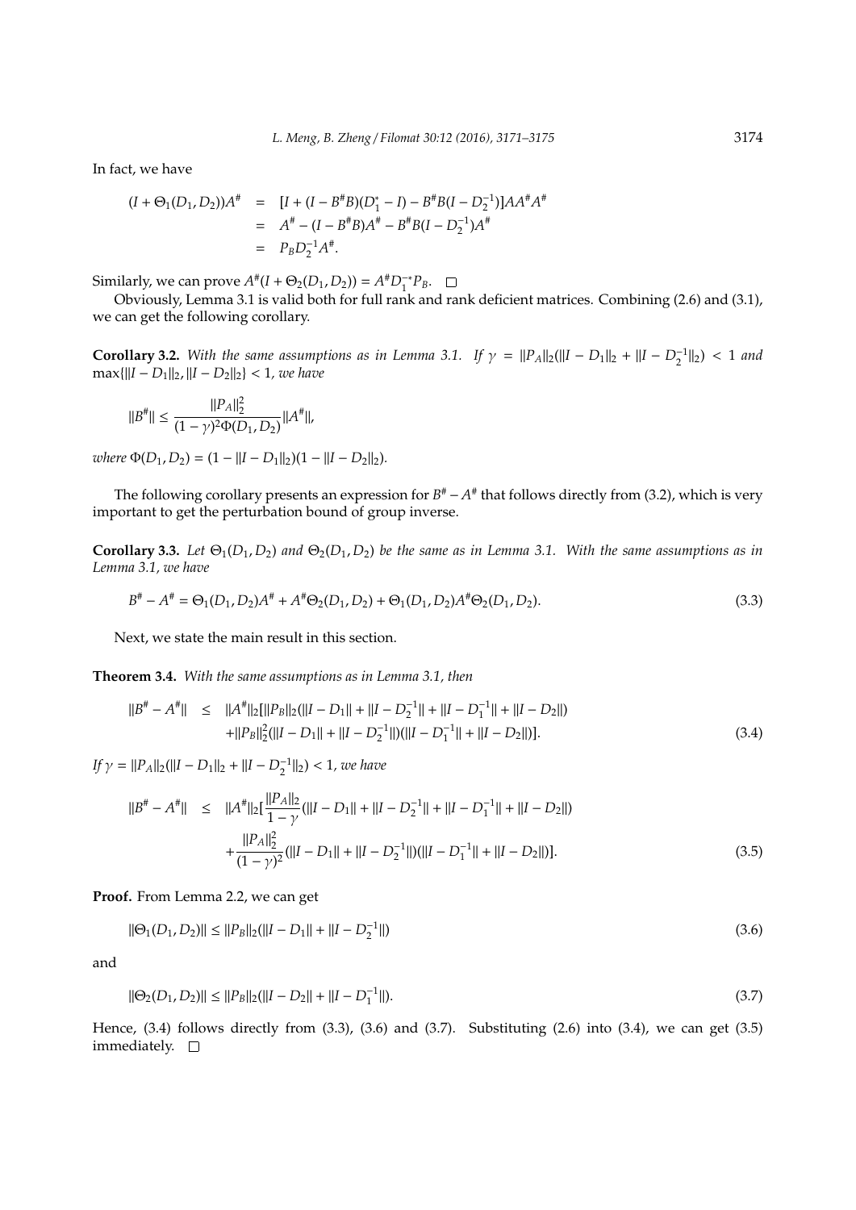In fact, we have

$$
\begin{aligned}
(I+\Theta_1(D_1,D_2))A^{\#} &= [I+(I-B^{\#}B)(D_1^{*}-I)-B^{\#}B(I-D_2^{-1})]AA^{\#}A^{\#} \\
&= A^{\#}-(I-B^{\#}B)A^{\#}-B^{\#}B(I-D_2^{-1})A^{\#} \\
&= P_B D_2^{-1}A^{\#}.
\end{aligned}
$$

Similarly, we can prove $A^{\#}(I+\Theta_2(D_1,D_2)) = A^{\#}D_1^{-*}P_B$. □

Obviously, Lemma 3.1 is valid both for full rank and rank deficient matrices. Combining (2.6) and (3.1), we can get the following corollary.

**Corollary 3.2.** *With the same assumptions as in Lemma 3.1. If* $\gamma = \|P_A\|_2(\|I-D_1\|_2+\|I-D_2^{-1}\|_2) < 1$ *and* $\max\{\|I-D_1\|_2, \|I-D_2\|_2\} < 1$*, we have*

$$
\|B^{\#}\| \le \frac{\|P_A\|_2^2}{(1-\gamma)^2\Phi(D_1,D_2)}\|A^{\#}\|,
$$

*where* $\Phi(D_1,D_2) = (1-\|I-D_1\|_2)(1-\|I-D_2\|_2)$*.*

The following corollary presents an expression for $B^{\#}-A^{\#}$ that follows directly from (3.2), which is very important to get the perturbation bound of group inverse.

**Corollary 3.3.** *Let* $\Theta_1(D_1,D_2)$ *and* $\Theta_2(D_1,D_2)$ *be the same as in Lemma 3.1. With the same assumptions as in Lemma 3.1, we have*

$$
B^{\#}-A^{\#} = \Theta_1(D_1,D_2)A^{\#} + A^{\#}\Theta_2(D_1,D_2) + \Theta_1(D_1,D_2)A^{\#}\Theta_2(D_1,D_2). \tag{3.3}
$$

Next, we state the main result in this section.

**Theorem 3.4.** *With the same assumptions as in Lemma 3.1, then*

$$
\begin{aligned}
\|B^{\#}-A^{\#}\| \le\ & \|A^{\#}\|_2[\|P_B\|_2(\|I-D_1\|+\|I-D_2^{-1}\|+\|I-D_1^{-1}\|+\|I-D_2\|) \\
&+\|P_B\|_2^2(\|I-D_1\|+\|I-D_2^{-1}\|)(\|I-D_1^{-1}\|+\|I-D_2\|)].
\end{aligned} \tag{3.4}
$$

*If* $\gamma = \|P_A\|_2(\|I-D_1\|_2+\|I-D_2^{-1}\|_2) < 1$*, we have*

$$
\begin{aligned}
\|B^{\#}-A^{\#}\| \le\ & \|A^{\#}\|_2[\frac{\|P_A\|_2}{1-\gamma}(\|I-D_1\|+\|I-D_2^{-1}\|+\|I-D_1^{-1}\|+\|I-D_2\|) \\
&+\frac{\|P_A\|_2^2}{(1-\gamma)^2}(\|I-D_1\|+\|I-D_2^{-1}\|)(\|I-D_1^{-1}\|+\|I-D_2\|)].
\end{aligned} \tag{3.5}
$$

**Proof.** From Lemma 2.2, we can get

$$
\|\Theta_1(D_1,D_2)\| \le \|P_B\|_2(\|I-D_1\|+\|I-D_2^{-1}\|) \tag{3.6}
$$

and

$$
\|\Theta_2(D_1,D_2)\| \le \|P_B\|_2(\|I-D_2\|+\|I-D_1^{-1}\|). \tag{3.7}
$$

Hence, (3.4) follows directly from (3.3), (3.6) and (3.7). Substituting (2.6) into (3.4), we can get (3.5) immediately. □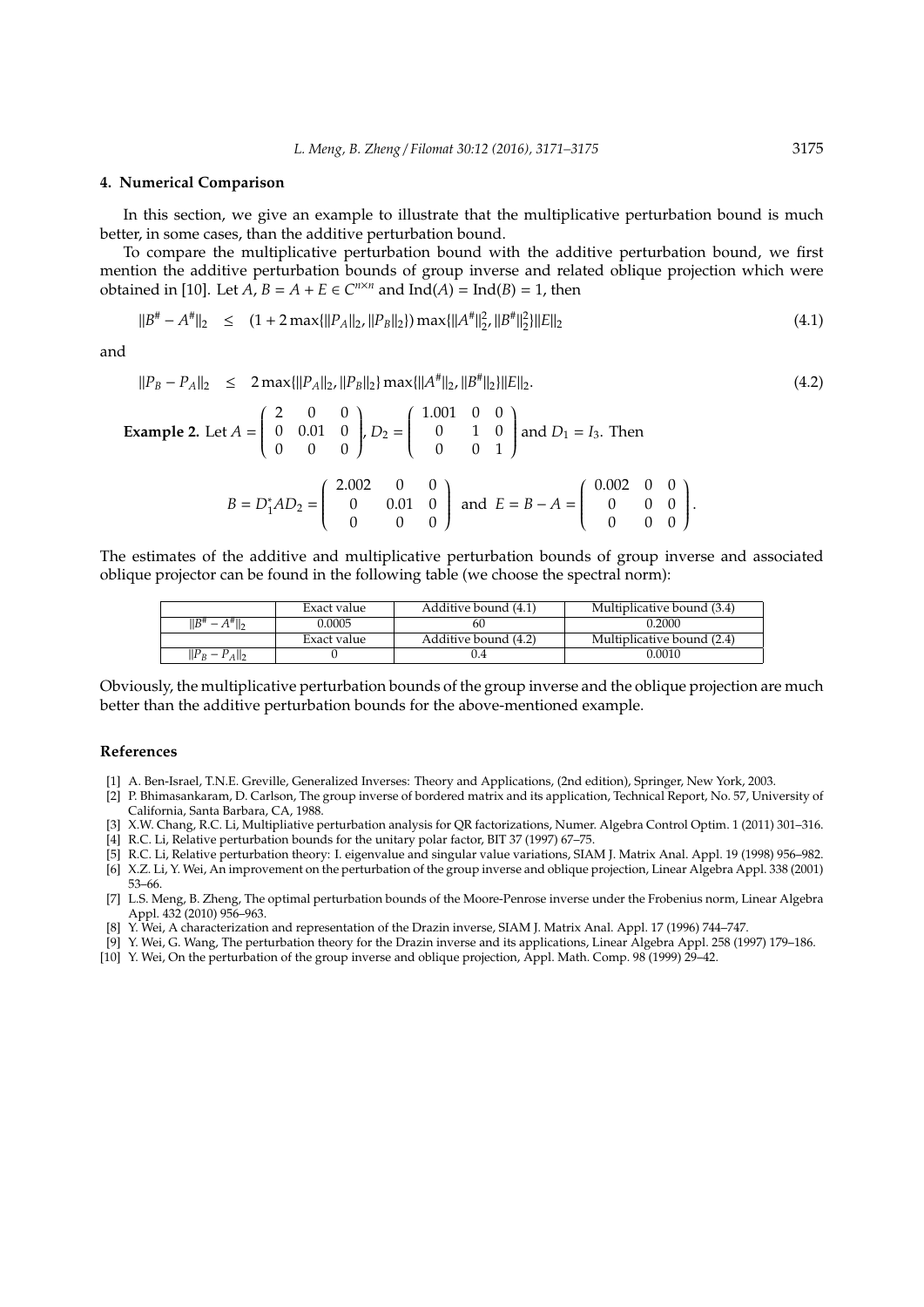## 4. Numerical Comparison

In this section, we give an example to illustrate that the multiplicative perturbation bound is much better, in some cases, than the additive perturbation bound.

To compare the multiplicative perturbation bound with the additive perturbation bound, we first mention the additive perturbation bounds of group inverse and related oblique projection which were obtained in [10]. Let $A$, $B = A + E \in C^{n\times n}$ and $\text{Ind}(A) = \text{Ind}(B) = 1$, then

$$\|B^{\#} - A^{\#}\|_2 \quad \leq \quad (1 + 2\max\{\|P_A\|_2, \|P_B\|_2\})\max\{\|A^{\#}\|_2^2, \|B^{\#}\|_2^2\}\|E\|_2 \tag{4.1}$$

and

$$\|P_B - P_A\|_2 \quad \leq \quad 2\max\{\|P_A\|_2, \|P_B\|_2\}\max\{\|A^{\#}\|_2, \|B^{\#}\|_2\}\|E\|_2. \tag{4.2}$$

**Example 2.** Let $A = \begin{pmatrix} 2 & 0 & 0 \\ 0 & 0.01 & 0 \\ 0 & 0 & 0 \end{pmatrix}$, $D_2 = \begin{pmatrix} 1.001 & 0 & 0 \\ 0 & 1 & 0 \\ 0 & 0 & 1 \end{pmatrix}$ and $D_1 = I_3$. Then

$$B = D_1^* A D_2 = \begin{pmatrix} 2.002 & 0 & 0 \\ 0 & 0.01 & 0 \\ 0 & 0 & 0 \end{pmatrix} \text{ and } E = B - A = \begin{pmatrix} 0.002 & 0 & 0 \\ 0 & 0 & 0 \\ 0 & 0 & 0 \end{pmatrix}.$$

The estimates of the additive and multiplicative perturbation bounds of group inverse and associated oblique projector can be found in the following table (we choose the spectral norm):

| | Exact value | Additive bound (4.1) | Multiplicative bound (3.4) |
|---|---|---|---|
| $\|B^{\#} - A^{\#}\|_2$ | 0.0005 | 60 | 0.2000 |
| | Exact value | Additive bound (4.2) | Multiplicative bound (2.4) |
| $\|P_B - P_A\|_2$ | 0 | 0.4 | 0.0010 |

Obviously, the multiplicative perturbation bounds of the group inverse and the oblique projection are much better than the additive perturbation bounds for the above-mentioned example.

## References

[1] A. Ben-Israel, T.N.E. Greville, Generalized Inverses: Theory and Applications, (2nd edition), Springer, New York, 2003.

[2] P. Bhimasankaram, D. Carlson, The group inverse of bordered matrix and its application, Technical Report, No. 57, University of California, Santa Barbara, CA, 1988.

[3] X.W. Chang, R.C. Li, Multipliative perturbation analysis for QR factorizations, Numer. Algebra Control Optim. 1 (2011) 301–316.

[4] R.C. Li, Relative perturbation bounds for the unitary polar factor, BIT 37 (1997) 67–75.

[5] R.C. Li, Relative perturbation theory: I. eigenvalue and singular value variations, SIAM J. Matrix Anal. Appl. 19 (1998) 956–982.

[6] X.Z. Li, Y. Wei, An improvement on the perturbation of the group inverse and oblique projection, Linear Algebra Appl. 338 (2001) 53–66.

[7] L.S. Meng, B. Zheng, The optimal perturbation bounds of the Moore-Penrose inverse under the Frobenius norm, Linear Algebra Appl. 432 (2010) 956–963.

[8] Y. Wei, A characterization and representation of the Drazin inverse, SIAM J. Matrix Anal. Appl. 17 (1996) 744–747.

[9] Y. Wei, G. Wang, The perturbation theory for the Drazin inverse and its applications, Linear Algebra Appl. 258 (1997) 179–186.

[10] Y. Wei, On the perturbation of the group inverse and oblique projection, Appl. Math. Comp. 98 (1999) 29–42.